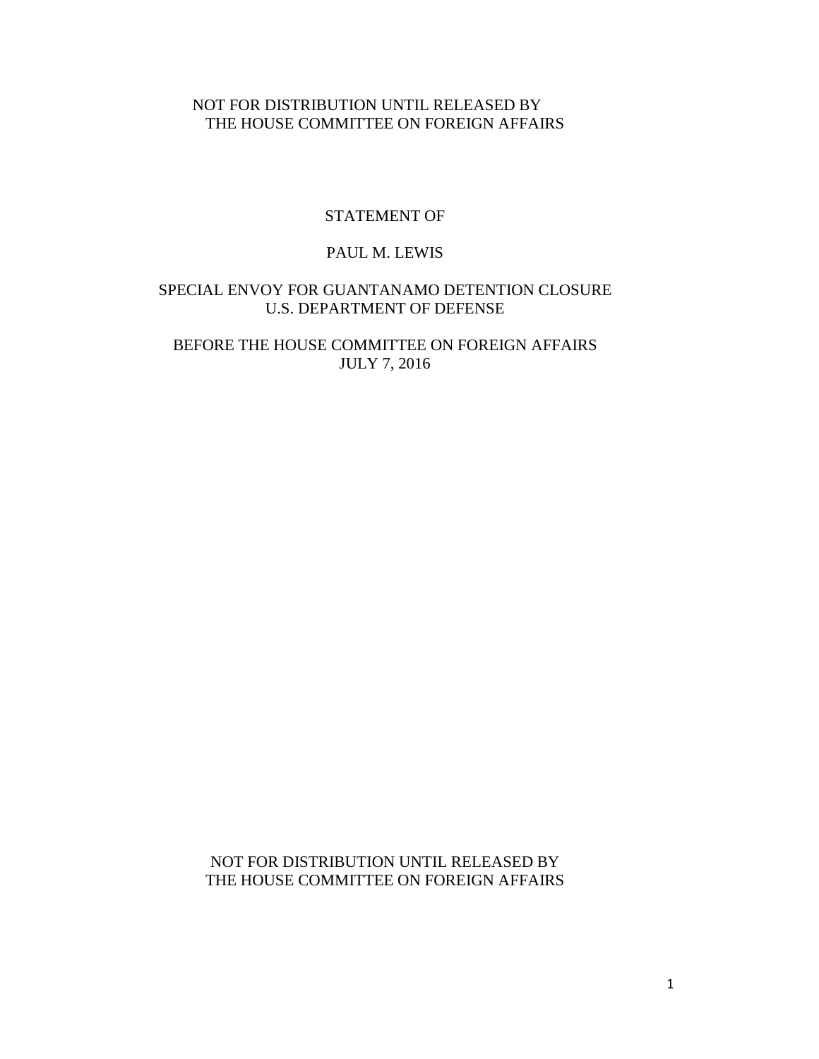NOT FOR DISTRIBUTION UNTIL RELEASED BY
THE HOUSE COMMITTEE ON FOREIGN AFFAIRS

STATEMENT OF

PAUL M. LEWIS

SPECIAL ENVOY FOR GUANTANAMO DETENTION CLOSURE
U.S. DEPARTMENT OF DEFENSE

BEFORE THE HOUSE COMMITTEE ON FOREIGN AFFAIRS
JULY 7, 2016

NOT FOR DISTRIBUTION UNTIL RELEASED BY
THE HOUSE COMMITTEE ON FOREIGN AFFAIRS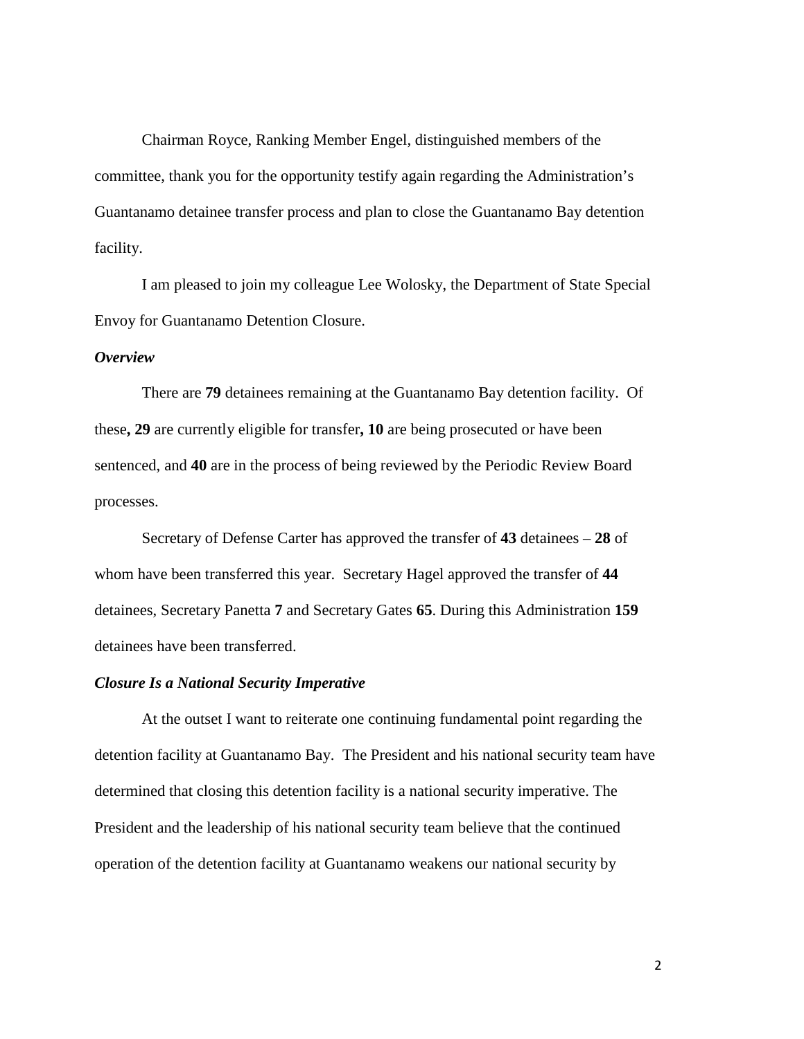Chairman Royce, Ranking Member Engel, distinguished members of the committee, thank you for the opportunity testify again regarding the Administration's Guantanamo detainee transfer process and plan to close the Guantanamo Bay detention facility.

I am pleased to join my colleague Lee Wolosky, the Department of State Special Envoy for Guantanamo Detention Closure.

***Overview***

There are **79** detainees remaining at the Guantanamo Bay detention facility. Of these**, 29** are currently eligible for transfer**, 10** are being prosecuted or have been sentenced, and **40** are in the process of being reviewed by the Periodic Review Board processes.

Secretary of Defense Carter has approved the transfer of **43** detainees – **28** of whom have been transferred this year. Secretary Hagel approved the transfer of **44** detainees, Secretary Panetta **7** and Secretary Gates **65**. During this Administration **159** detainees have been transferred.

***Closure Is a National Security Imperative***

At the outset I want to reiterate one continuing fundamental point regarding the detention facility at Guantanamo Bay. The President and his national security team have determined that closing this detention facility is a national security imperative. The President and the leadership of his national security team believe that the continued operation of the detention facility at Guantanamo weakens our national security by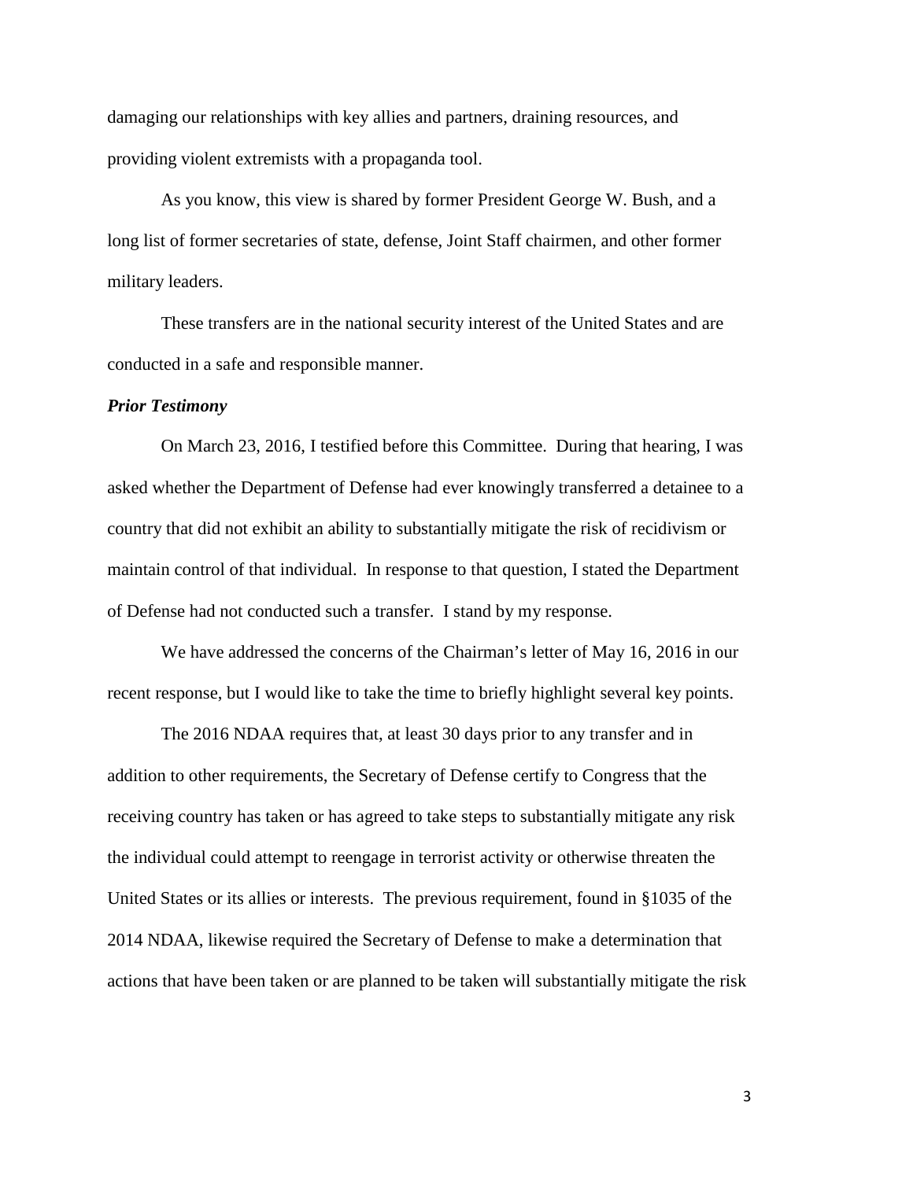damaging our relationships with key allies and partners, draining resources, and providing violent extremists with a propaganda tool.

As you know, this view is shared by former President George W. Bush, and a long list of former secretaries of state, defense, Joint Staff chairmen, and other former military leaders.

These transfers are in the national security interest of the United States and are conducted in a safe and responsible manner.

***Prior Testimony***

On March 23, 2016, I testified before this Committee. During that hearing, I was asked whether the Department of Defense had ever knowingly transferred a detainee to a country that did not exhibit an ability to substantially mitigate the risk of recidivism or maintain control of that individual. In response to that question, I stated the Department of Defense had not conducted such a transfer. I stand by my response.

We have addressed the concerns of the Chairman's letter of May 16, 2016 in our recent response, but I would like to take the time to briefly highlight several key points.

The 2016 NDAA requires that, at least 30 days prior to any transfer and in addition to other requirements, the Secretary of Defense certify to Congress that the receiving country has taken or has agreed to take steps to substantially mitigate any risk the individual could attempt to reengage in terrorist activity or otherwise threaten the United States or its allies or interests. The previous requirement, found in §1035 of the 2014 NDAA, likewise required the Secretary of Defense to make a determination that actions that have been taken or are planned to be taken will substantially mitigate the risk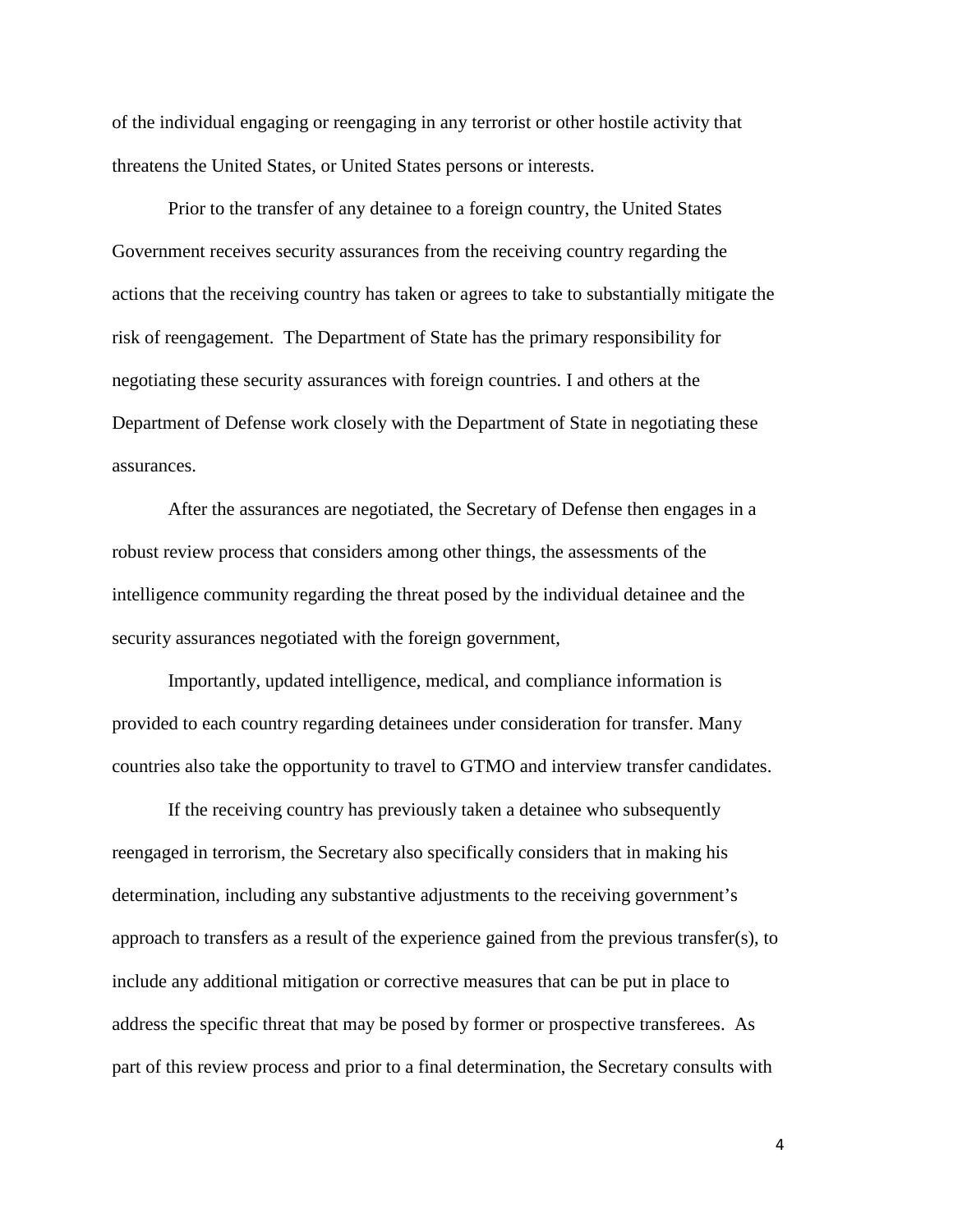of the individual engaging or reengaging in any terrorist or other hostile activity that threatens the United States, or United States persons or interests.

Prior to the transfer of any detainee to a foreign country, the United States Government receives security assurances from the receiving country regarding the actions that the receiving country has taken or agrees to take to substantially mitigate the risk of reengagement. The Department of State has the primary responsibility for negotiating these security assurances with foreign countries. I and others at the Department of Defense work closely with the Department of State in negotiating these assurances.

After the assurances are negotiated, the Secretary of Defense then engages in a robust review process that considers among other things, the assessments of the intelligence community regarding the threat posed by the individual detainee and the security assurances negotiated with the foreign government,

Importantly, updated intelligence, medical, and compliance information is provided to each country regarding detainees under consideration for transfer. Many countries also take the opportunity to travel to GTMO and interview transfer candidates.

If the receiving country has previously taken a detainee who subsequently reengaged in terrorism, the Secretary also specifically considers that in making his determination, including any substantive adjustments to the receiving government's approach to transfers as a result of the experience gained from the previous transfer(s), to include any additional mitigation or corrective measures that can be put in place to address the specific threat that may be posed by former or prospective transferees. As part of this review process and prior to a final determination, the Secretary consults with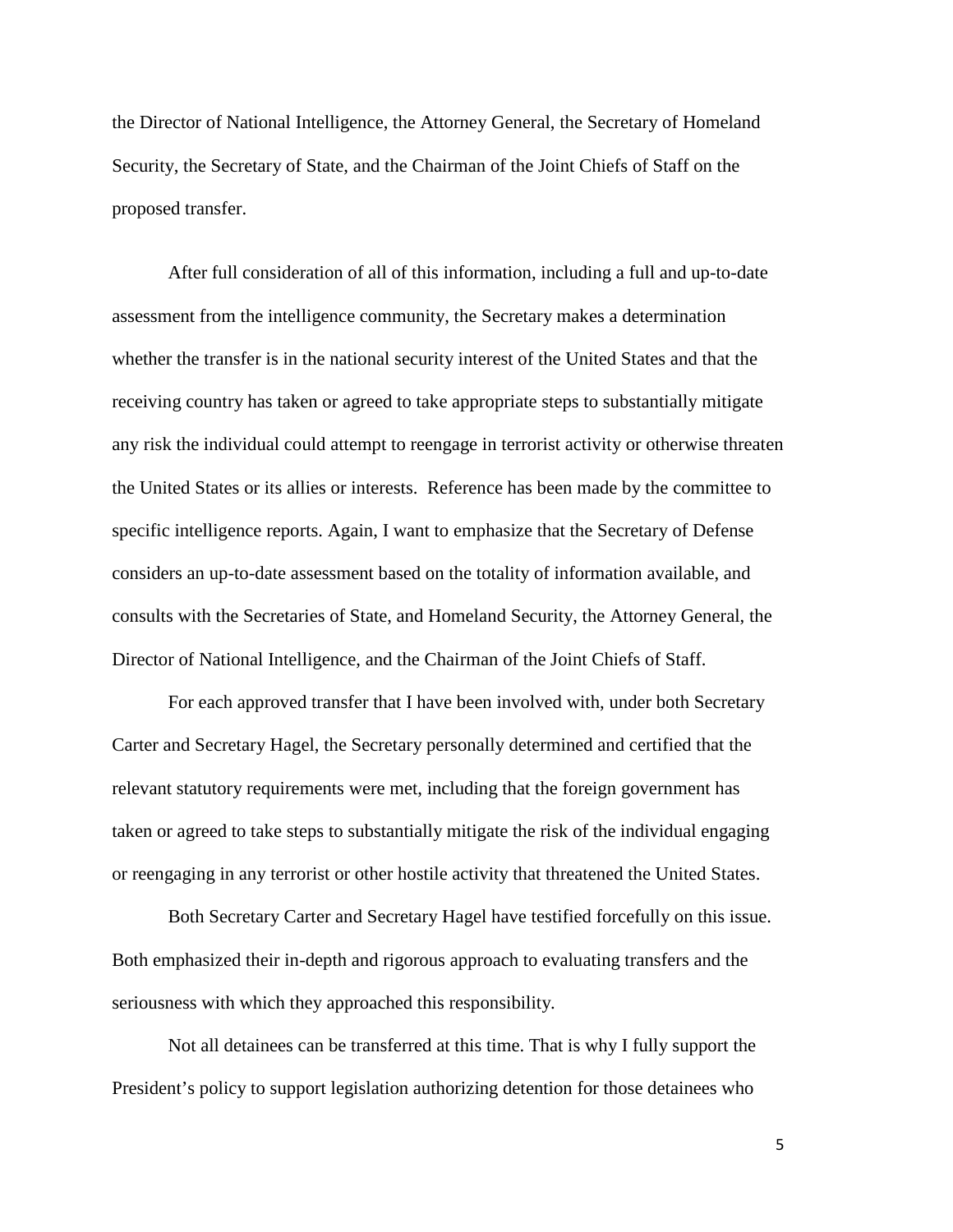the Director of National Intelligence, the Attorney General, the Secretary of Homeland Security, the Secretary of State, and the Chairman of the Joint Chiefs of Staff on the proposed transfer.

After full consideration of all of this information, including a full and up-to-date assessment from the intelligence community, the Secretary makes a determination whether the transfer is in the national security interest of the United States and that the receiving country has taken or agreed to take appropriate steps to substantially mitigate any risk the individual could attempt to reengage in terrorist activity or otherwise threaten the United States or its allies or interests. Reference has been made by the committee to specific intelligence reports. Again, I want to emphasize that the Secretary of Defense considers an up-to-date assessment based on the totality of information available, and consults with the Secretaries of State, and Homeland Security, the Attorney General, the Director of National Intelligence, and the Chairman of the Joint Chiefs of Staff.

For each approved transfer that I have been involved with, under both Secretary Carter and Secretary Hagel, the Secretary personally determined and certified that the relevant statutory requirements were met, including that the foreign government has taken or agreed to take steps to substantially mitigate the risk of the individual engaging or reengaging in any terrorist or other hostile activity that threatened the United States.

Both Secretary Carter and Secretary Hagel have testified forcefully on this issue. Both emphasized their in-depth and rigorous approach to evaluating transfers and the seriousness with which they approached this responsibility.

Not all detainees can be transferred at this time. That is why I fully support the President's policy to support legislation authorizing detention for those detainees who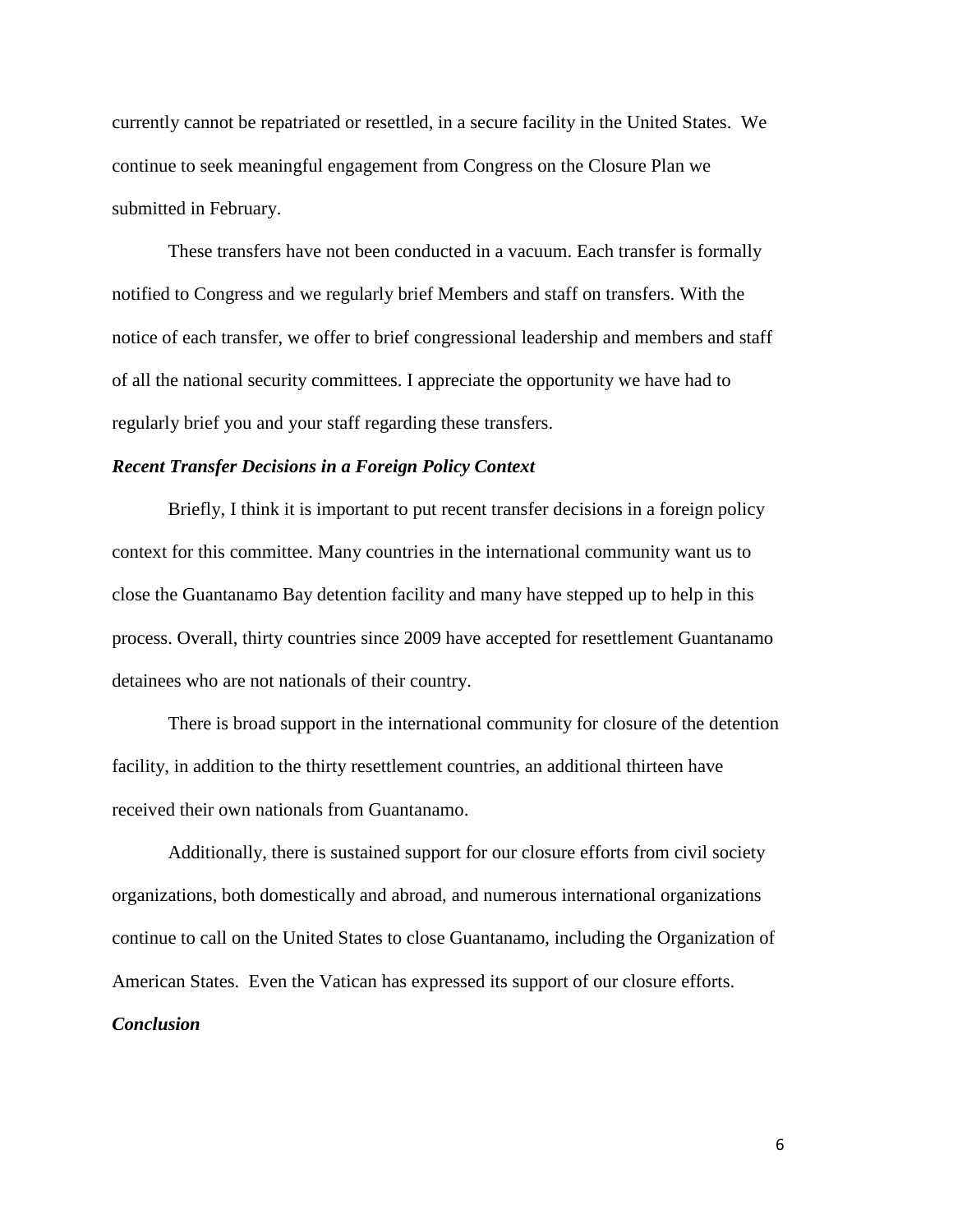currently cannot be repatriated or resettled, in a secure facility in the United States. We continue to seek meaningful engagement from Congress on the Closure Plan we submitted in February.

These transfers have not been conducted in a vacuum. Each transfer is formally notified to Congress and we regularly brief Members and staff on transfers. With the notice of each transfer, we offer to brief congressional leadership and members and staff of all the national security committees. I appreciate the opportunity we have had to regularly brief you and your staff regarding these transfers.

***Recent Transfer Decisions in a Foreign Policy Context***

Briefly, I think it is important to put recent transfer decisions in a foreign policy context for this committee. Many countries in the international community want us to close the Guantanamo Bay detention facility and many have stepped up to help in this process. Overall, thirty countries since 2009 have accepted for resettlement Guantanamo detainees who are not nationals of their country.

There is broad support in the international community for closure of the detention facility, in addition to the thirty resettlement countries, an additional thirteen have received their own nationals from Guantanamo.

Additionally, there is sustained support for our closure efforts from civil society organizations, both domestically and abroad, and numerous international organizations continue to call on the United States to close Guantanamo, including the Organization of American States. Even the Vatican has expressed its support of our closure efforts.

***Conclusion***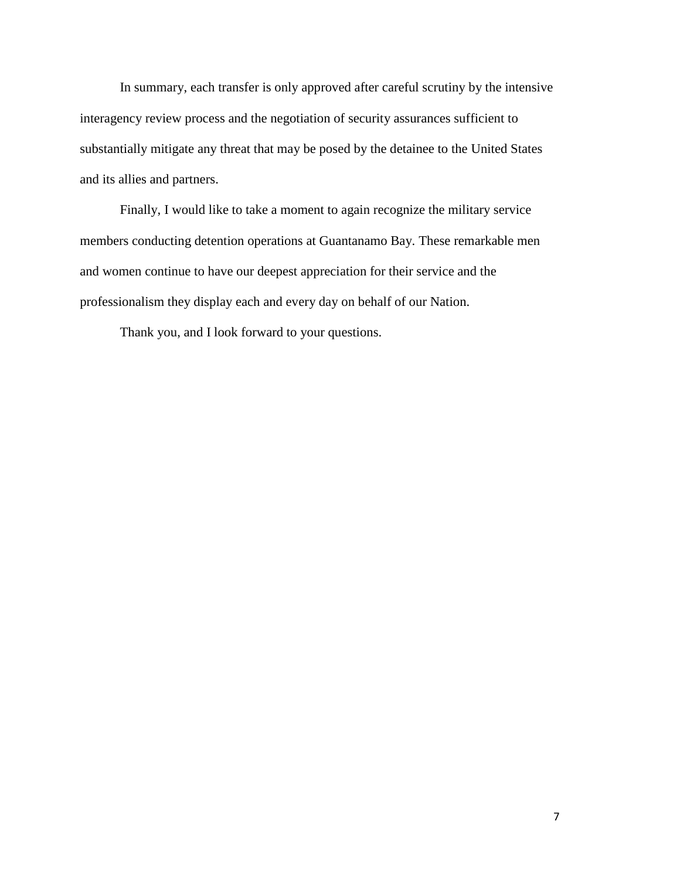In summary, each transfer is only approved after careful scrutiny by the intensive interagency review process and the negotiation of security assurances sufficient to substantially mitigate any threat that may be posed by the detainee to the United States and its allies and partners.

Finally, I would like to take a moment to again recognize the military service members conducting detention operations at Guantanamo Bay. These remarkable men and women continue to have our deepest appreciation for their service and the professionalism they display each and every day on behalf of our Nation.

Thank you, and I look forward to your questions.